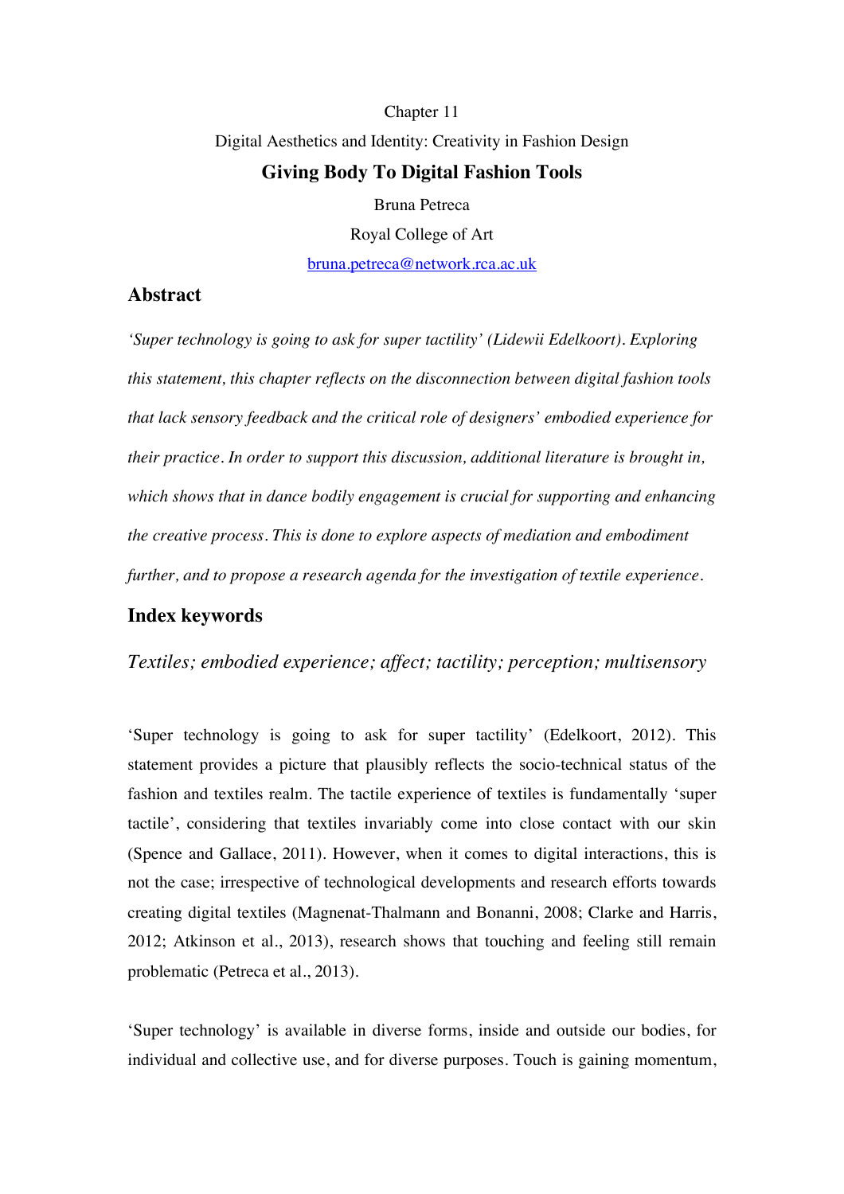Chapter 11

Digital Aesthetics and Identity: Creativity in Fashion Design

# Giving Body To Digital Fashion Tools

Bruna Petreca

Royal College of Art

bruna.petreca@network.rca.ac.uk

## Abstract

*'Super technology is going to ask for super tactility' (Lidewii Edelkoort). Exploring this statement, this chapter reflects on the disconnection between digital fashion tools that lack sensory feedback and the critical role of designers' embodied experience for their practice. In order to support this discussion, additional literature is brought in, which shows that in dance bodily engagement is crucial for supporting and enhancing the creative process. This is done to explore aspects of mediation and embodiment further, and to propose a research agenda for the investigation of textile experience.*

## Index keywords

*Textiles; embodied experience; affect; tactility; perception; multisensory*

'Super technology is going to ask for super tactility' (Edelkoort, 2012). This statement provides a picture that plausibly reflects the socio-technical status of the fashion and textiles realm. The tactile experience of textiles is fundamentally 'super tactile', considering that textiles invariably come into close contact with our skin (Spence and Gallace, 2011). However, when it comes to digital interactions, this is not the case; irrespective of technological developments and research efforts towards creating digital textiles (Magnenat-Thalmann and Bonanni, 2008; Clarke and Harris, 2012; Atkinson et al., 2013), research shows that touching and feeling still remain problematic (Petreca et al., 2013).

'Super technology' is available in diverse forms, inside and outside our bodies, for individual and collective use, and for diverse purposes. Touch is gaining momentum,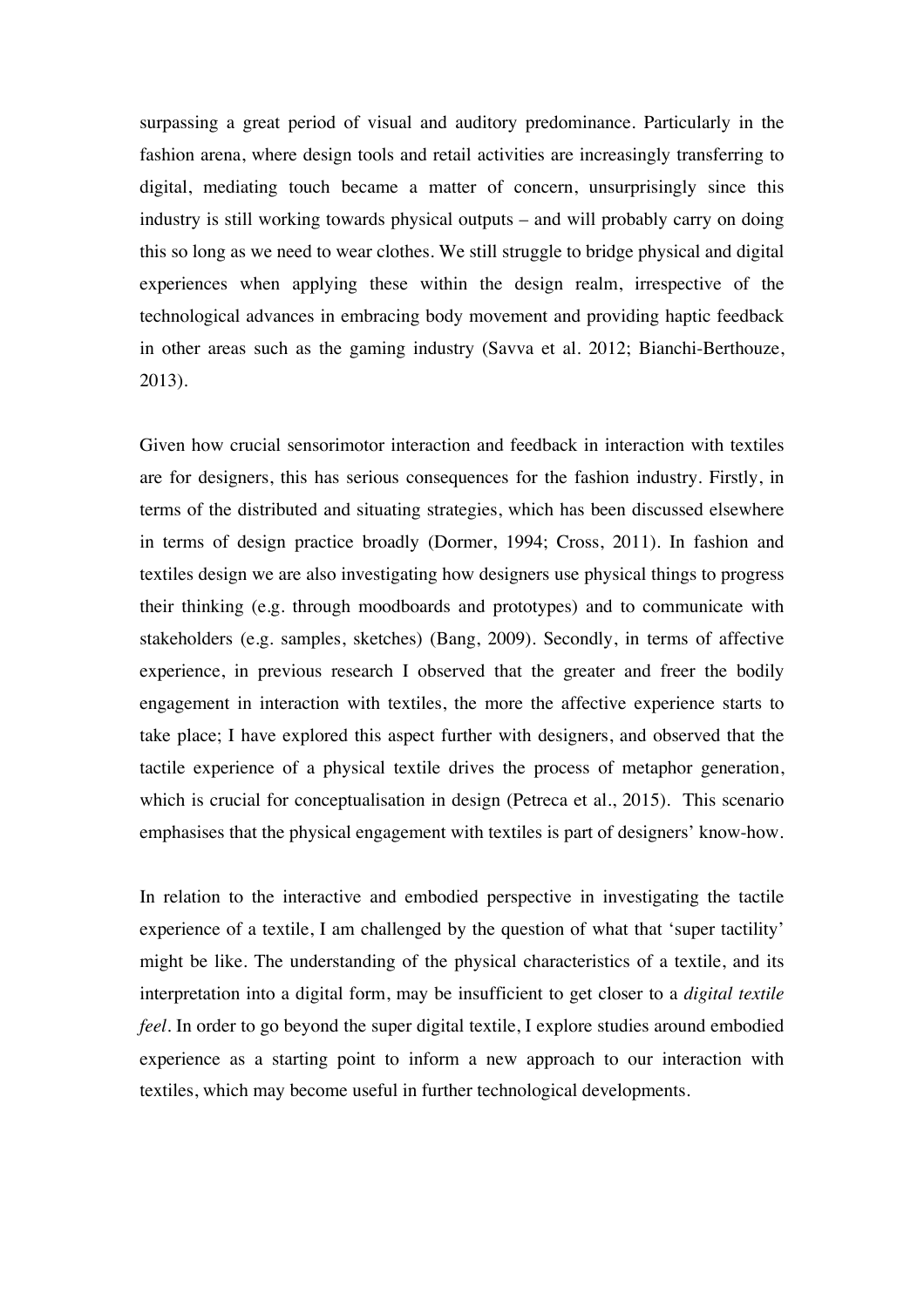surpassing a great period of visual and auditory predominance. Particularly in the fashion arena, where design tools and retail activities are increasingly transferring to digital, mediating touch became a matter of concern, unsurprisingly since this industry is still working towards physical outputs – and will probably carry on doing this so long as we need to wear clothes. We still struggle to bridge physical and digital experiences when applying these within the design realm, irrespective of the technological advances in embracing body movement and providing haptic feedback in other areas such as the gaming industry (Savva et al. 2012; Bianchi-Berthouze, 2013).

Given how crucial sensorimotor interaction and feedback in interaction with textiles are for designers, this has serious consequences for the fashion industry. Firstly, in terms of the distributed and situating strategies, which has been discussed elsewhere in terms of design practice broadly (Dormer, 1994; Cross, 2011). In fashion and textiles design we are also investigating how designers use physical things to progress their thinking (e.g. through moodboards and prototypes) and to communicate with stakeholders (e.g. samples, sketches) (Bang, 2009). Secondly, in terms of affective experience, in previous research I observed that the greater and freer the bodily engagement in interaction with textiles, the more the affective experience starts to take place; I have explored this aspect further with designers, and observed that the tactile experience of a physical textile drives the process of metaphor generation, which is crucial for conceptualisation in design (Petreca et al., 2015). This scenario emphasises that the physical engagement with textiles is part of designers' know-how.

In relation to the interactive and embodied perspective in investigating the tactile experience of a textile, I am challenged by the question of what that 'super tactility' might be like. The understanding of the physical characteristics of a textile, and its interpretation into a digital form, may be insufficient to get closer to a *digital textile feel*. In order to go beyond the super digital textile, I explore studies around embodied experience as a starting point to inform a new approach to our interaction with textiles, which may become useful in further technological developments.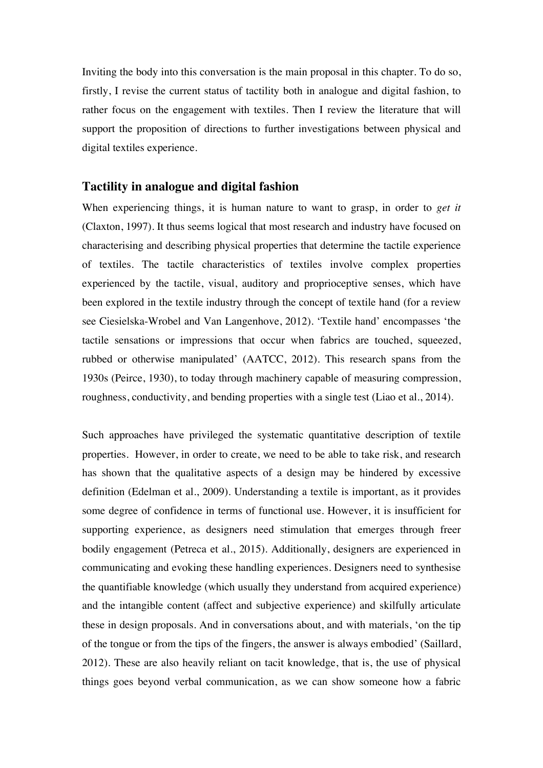Inviting the body into this conversation is the main proposal in this chapter. To do so, firstly, I revise the current status of tactility both in analogue and digital fashion, to rather focus on the engagement with textiles. Then I review the literature that will support the proposition of directions to further investigations between physical and digital textiles experience.

## Tactility in analogue and digital fashion

When experiencing things, it is human nature to want to grasp, in order to *get it* (Claxton, 1997). It thus seems logical that most research and industry have focused on characterising and describing physical properties that determine the tactile experience of textiles. The tactile characteristics of textiles involve complex properties experienced by the tactile, visual, auditory and proprioceptive senses, which have been explored in the textile industry through the concept of textile hand (for a review see Ciesielska-Wrobel and Van Langenhove, 2012). 'Textile hand' encompasses 'the tactile sensations or impressions that occur when fabrics are touched, squeezed, rubbed or otherwise manipulated' (AATCC, 2012). This research spans from the 1930s (Peirce, 1930), to today through machinery capable of measuring compression, roughness, conductivity, and bending properties with a single test (Liao et al., 2014).

Such approaches have privileged the systematic quantitative description of textile properties. However, in order to create, we need to be able to take risk, and research has shown that the qualitative aspects of a design may be hindered by excessive definition (Edelman et al., 2009). Understanding a textile is important, as it provides some degree of confidence in terms of functional use. However, it is insufficient for supporting experience, as designers need stimulation that emerges through freer bodily engagement (Petreca et al., 2015). Additionally, designers are experienced in communicating and evoking these handling experiences. Designers need to synthesise the quantifiable knowledge (which usually they understand from acquired experience) and the intangible content (affect and subjective experience) and skilfully articulate these in design proposals. And in conversations about, and with materials, 'on the tip of the tongue or from the tips of the fingers, the answer is always embodied' (Saillard, 2012). These are also heavily reliant on tacit knowledge, that is, the use of physical things goes beyond verbal communication, as we can show someone how a fabric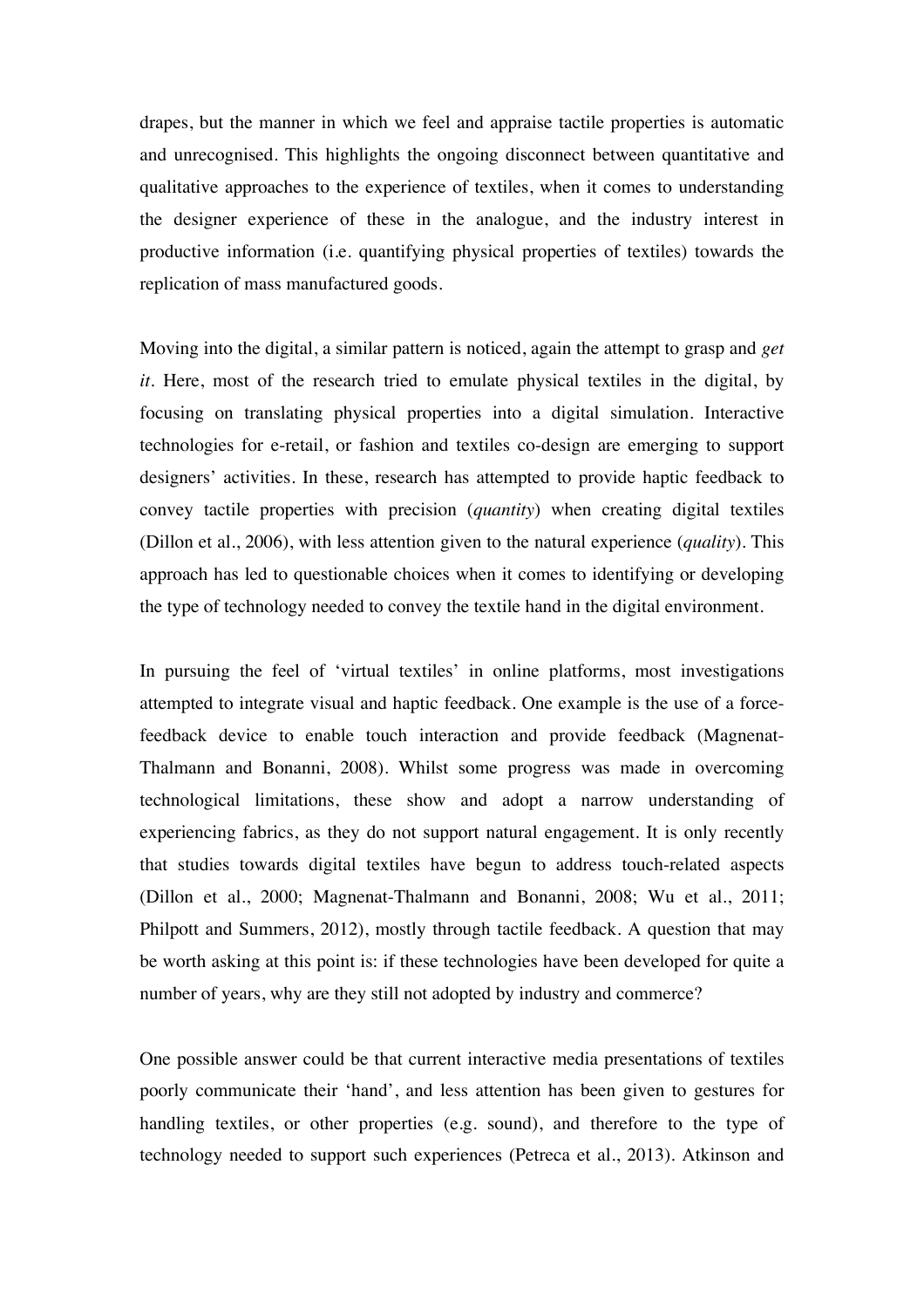drapes, but the manner in which we feel and appraise tactile properties is automatic and unrecognised. This highlights the ongoing disconnect between quantitative and qualitative approaches to the experience of textiles, when it comes to understanding the designer experience of these in the analogue, and the industry interest in productive information (i.e. quantifying physical properties of textiles) towards the replication of mass manufactured goods.

Moving into the digital, a similar pattern is noticed, again the attempt to grasp and *get it*. Here, most of the research tried to emulate physical textiles in the digital, by focusing on translating physical properties into a digital simulation. Interactive technologies for e-retail, or fashion and textiles co-design are emerging to support designers' activities. In these, research has attempted to provide haptic feedback to convey tactile properties with precision (*quantity*) when creating digital textiles (Dillon et al., 2006), with less attention given to the natural experience (*quality*). This approach has led to questionable choices when it comes to identifying or developing the type of technology needed to convey the textile hand in the digital environment.

In pursuing the feel of 'virtual textiles' in online platforms, most investigations attempted to integrate visual and haptic feedback. One example is the use of a force-feedback device to enable touch interaction and provide feedback (Magnenat-Thalmann and Bonanni, 2008). Whilst some progress was made in overcoming technological limitations, these show and adopt a narrow understanding of experiencing fabrics, as they do not support natural engagement. It is only recently that studies towards digital textiles have begun to address touch-related aspects (Dillon et al., 2000; Magnenat-Thalmann and Bonanni, 2008; Wu et al., 2011; Philpott and Summers, 2012), mostly through tactile feedback. A question that may be worth asking at this point is: if these technologies have been developed for quite a number of years, why are they still not adopted by industry and commerce?

One possible answer could be that current interactive media presentations of textiles poorly communicate their 'hand', and less attention has been given to gestures for handling textiles, or other properties (e.g. sound), and therefore to the type of technology needed to support such experiences (Petreca et al., 2013). Atkinson and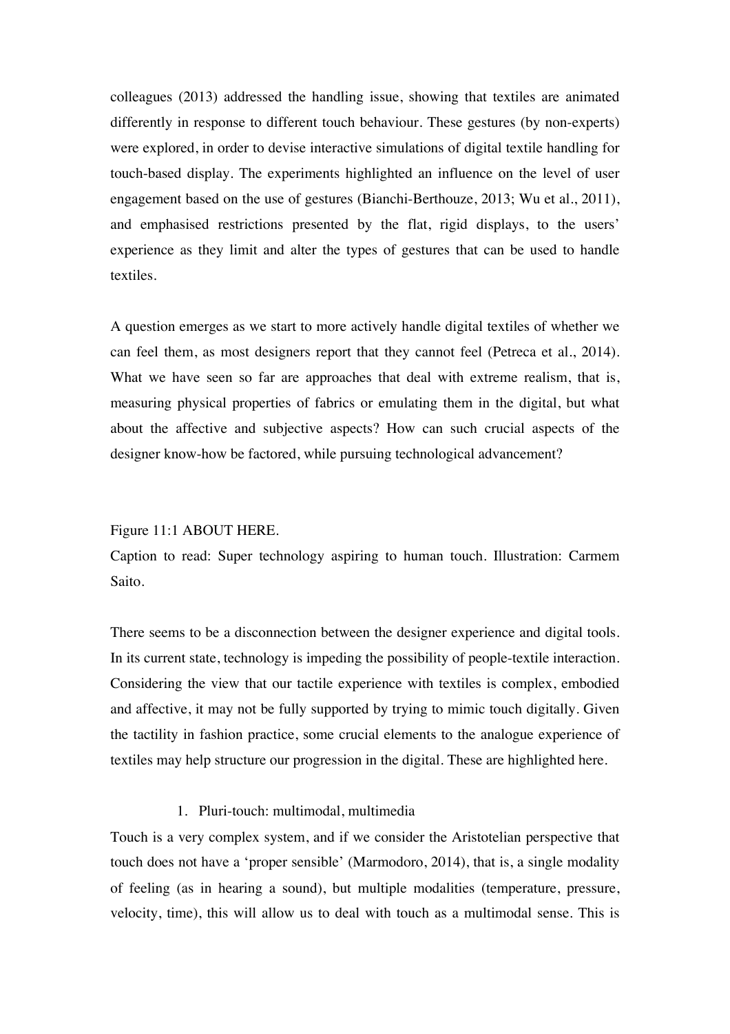colleagues (2013) addressed the handling issue, showing that textiles are animated differently in response to different touch behaviour. These gestures (by non-experts) were explored, in order to devise interactive simulations of digital textile handling for touch-based display. The experiments highlighted an influence on the level of user engagement based on the use of gestures (Bianchi-Berthouze, 2013; Wu et al., 2011), and emphasised restrictions presented by the flat, rigid displays, to the users' experience as they limit and alter the types of gestures that can be used to handle textiles.

A question emerges as we start to more actively handle digital textiles of whether we can feel them, as most designers report that they cannot feel (Petreca et al., 2014). What we have seen so far are approaches that deal with extreme realism, that is, measuring physical properties of fabrics or emulating them in the digital, but what about the affective and subjective aspects? How can such crucial aspects of the designer know-how be factored, while pursuing technological advancement?

Figure 11:1 ABOUT HERE.
Caption to read: Super technology aspiring to human touch. Illustration: Carmem Saito.

There seems to be a disconnection between the designer experience and digital tools. In its current state, technology is impeding the possibility of people-textile interaction. Considering the view that our tactile experience with textiles is complex, embodied and affective, it may not be fully supported by trying to mimic touch digitally. Given the tactility in fashion practice, some crucial elements to the analogue experience of textiles may help structure our progression in the digital. These are highlighted here.

1. Pluri-touch: multimodal, multimedia

Touch is a very complex system, and if we consider the Aristotelian perspective that touch does not have a 'proper sensible' (Marmodoro, 2014), that is, a single modality of feeling (as in hearing a sound), but multiple modalities (temperature, pressure, velocity, time), this will allow us to deal with touch as a multimodal sense. This is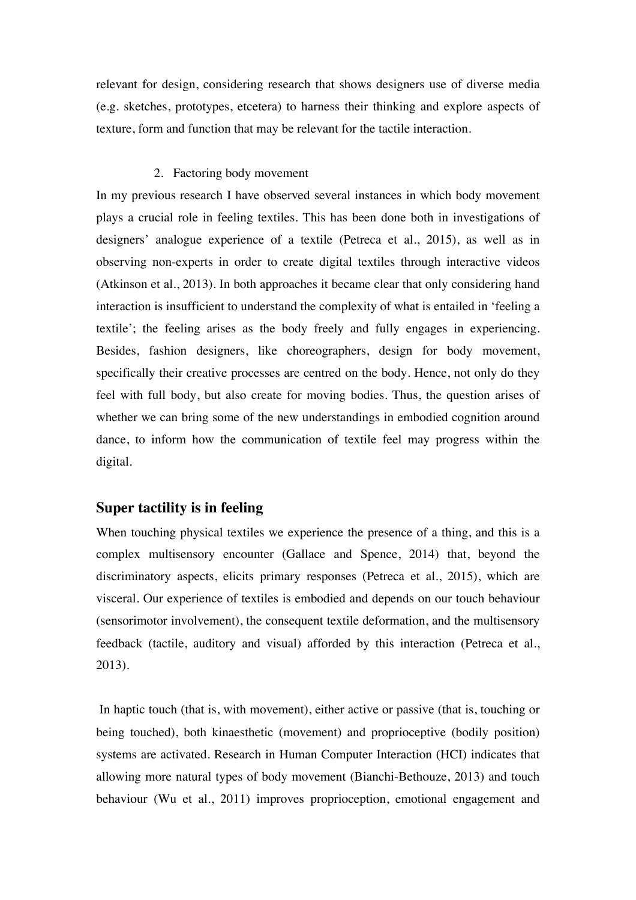relevant for design, considering research that shows designers use of diverse media (e.g. sketches, prototypes, etcetera) to harness their thinking and explore aspects of texture, form and function that may be relevant for the tactile interaction.

2. Factoring body movement

In my previous research I have observed several instances in which body movement plays a crucial role in feeling textiles. This has been done both in investigations of designers' analogue experience of a textile (Petreca et al., 2015), as well as in observing non-experts in order to create digital textiles through interactive videos (Atkinson et al., 2013). In both approaches it became clear that only considering hand interaction is insufficient to understand the complexity of what is entailed in 'feeling a textile'; the feeling arises as the body freely and fully engages in experiencing. Besides, fashion designers, like choreographers, design for body movement, specifically their creative processes are centred on the body. Hence, not only do they feel with full body, but also create for moving bodies. Thus, the question arises of whether we can bring some of the new understandings in embodied cognition around dance, to inform how the communication of textile feel may progress within the digital.

## Super tactility is in feeling

When touching physical textiles we experience the presence of a thing, and this is a complex multisensory encounter (Gallace and Spence, 2014) that, beyond the discriminatory aspects, elicits primary responses (Petreca et al., 2015), which are visceral. Our experience of textiles is embodied and depends on our touch behaviour (sensorimotor involvement), the consequent textile deformation, and the multisensory feedback (tactile, auditory and visual) afforded by this interaction (Petreca et al., 2013).

In haptic touch (that is, with movement), either active or passive (that is, touching or being touched), both kinaesthetic (movement) and proprioceptive (bodily position) systems are activated. Research in Human Computer Interaction (HCI) indicates that allowing more natural types of body movement (Bianchi-Bethouze, 2013) and touch behaviour (Wu et al., 2011) improves proprioception, emotional engagement and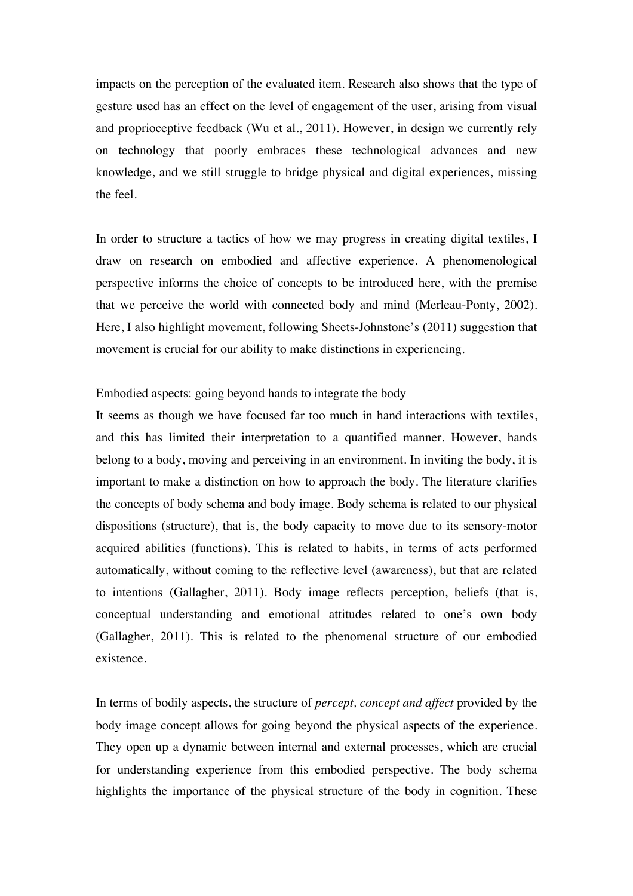impacts on the perception of the evaluated item. Research also shows that the type of gesture used has an effect on the level of engagement of the user, arising from visual and proprioceptive feedback (Wu et al., 2011). However, in design we currently rely on technology that poorly embraces these technological advances and new knowledge, and we still struggle to bridge physical and digital experiences, missing the feel.

In order to structure a tactics of how we may progress in creating digital textiles, I draw on research on embodied and affective experience. A phenomenological perspective informs the choice of concepts to be introduced here, with the premise that we perceive the world with connected body and mind (Merleau-Ponty, 2002). Here, I also highlight movement, following Sheets-Johnstone's (2011) suggestion that movement is crucial for our ability to make distinctions in experiencing.

### Embodied aspects: going beyond hands to integrate the body

It seems as though we have focused far too much in hand interactions with textiles, and this has limited their interpretation to a quantified manner. However, hands belong to a body, moving and perceiving in an environment. In inviting the body, it is important to make a distinction on how to approach the body. The literature clarifies the concepts of body schema and body image. Body schema is related to our physical dispositions (structure), that is, the body capacity to move due to its sensory-motor acquired abilities (functions). This is related to habits, in terms of acts performed automatically, without coming to the reflective level (awareness), but that are related to intentions (Gallagher, 2011). Body image reflects perception, beliefs (that is, conceptual understanding and emotional attitudes related to one's own body (Gallagher, 2011). This is related to the phenomenal structure of our embodied existence.

In terms of bodily aspects, the structure of *percept, concept and affect* provided by the body image concept allows for going beyond the physical aspects of the experience. They open up a dynamic between internal and external processes, which are crucial for understanding experience from this embodied perspective. The body schema highlights the importance of the physical structure of the body in cognition. These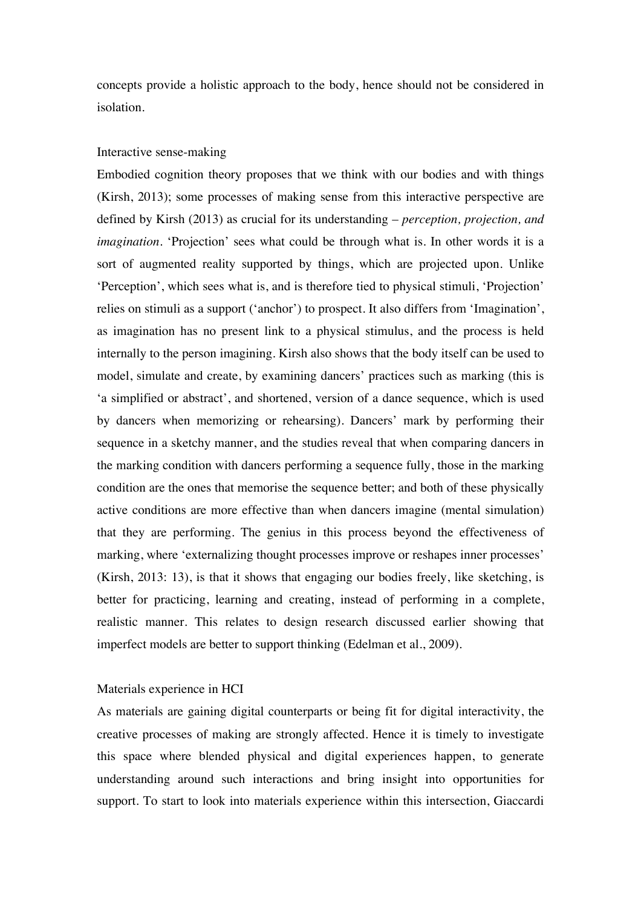concepts provide a holistic approach to the body, hence should not be considered in isolation.

### Interactive sense-making

Embodied cognition theory proposes that we think with our bodies and with things (Kirsh, 2013); some processes of making sense from this interactive perspective are defined by Kirsh (2013) as crucial for its understanding – *perception, projection, and imagination*. 'Projection' sees what could be through what is. In other words it is a sort of augmented reality supported by things, which are projected upon. Unlike 'Perception', which sees what is, and is therefore tied to physical stimuli, 'Projection' relies on stimuli as a support ('anchor') to prospect. It also differs from 'Imagination', as imagination has no present link to a physical stimulus, and the process is held internally to the person imagining. Kirsh also shows that the body itself can be used to model, simulate and create, by examining dancers' practices such as marking (this is 'a simplified or abstract', and shortened, version of a dance sequence, which is used by dancers when memorizing or rehearsing). Dancers' mark by performing their sequence in a sketchy manner, and the studies reveal that when comparing dancers in the marking condition with dancers performing a sequence fully, those in the marking condition are the ones that memorise the sequence better; and both of these physically active conditions are more effective than when dancers imagine (mental simulation) that they are performing. The genius in this process beyond the effectiveness of marking, where 'externalizing thought processes improve or reshapes inner processes' (Kirsh, 2013: 13), is that it shows that engaging our bodies freely, like sketching, is better for practicing, learning and creating, instead of performing in a complete, realistic manner. This relates to design research discussed earlier showing that imperfect models are better to support thinking (Edelman et al., 2009).

### Materials experience in HCI

As materials are gaining digital counterparts or being fit for digital interactivity, the creative processes of making are strongly affected. Hence it is timely to investigate this space where blended physical and digital experiences happen, to generate understanding around such interactions and bring insight into opportunities for support. To start to look into materials experience within this intersection, Giaccardi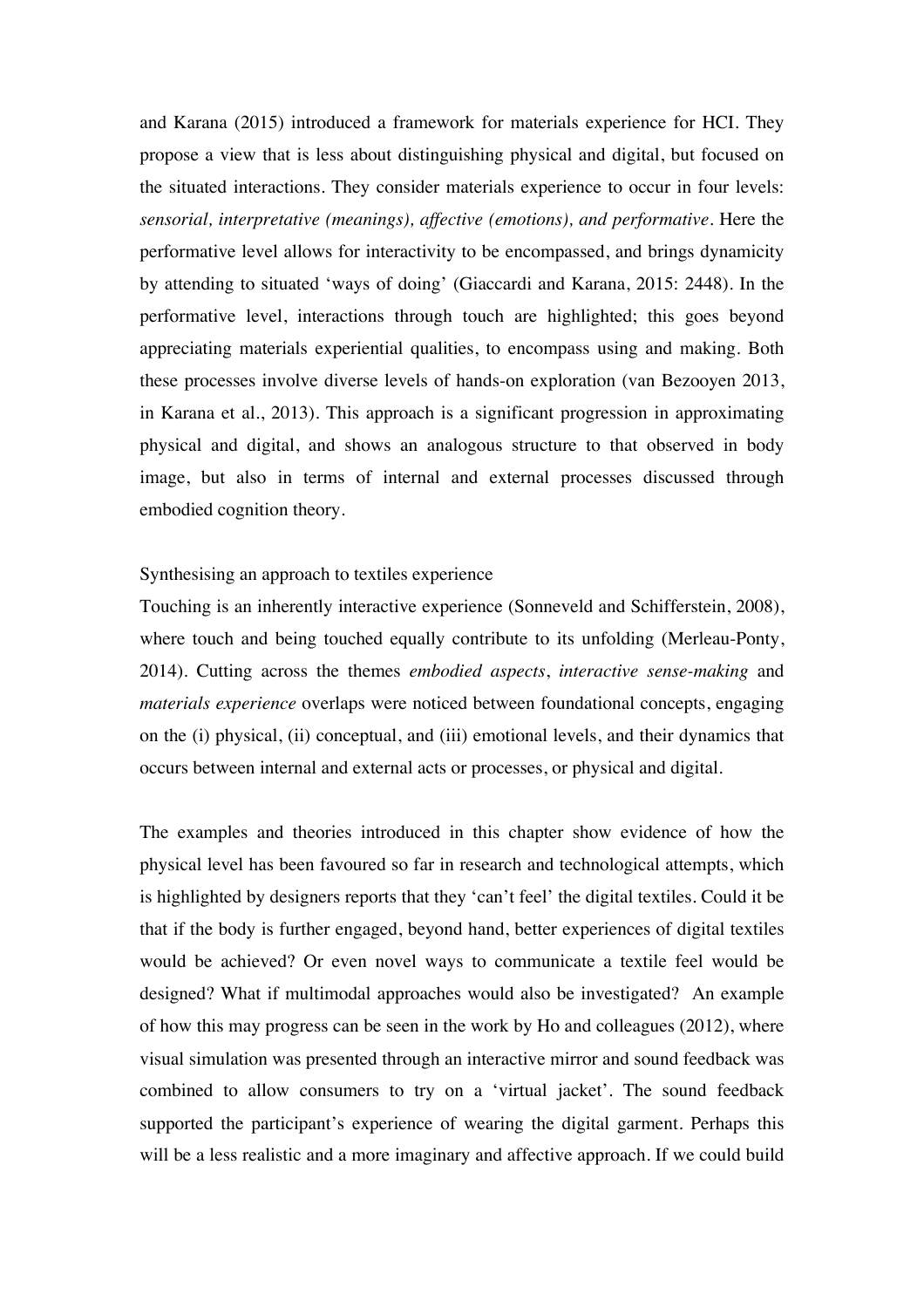and Karana (2015) introduced a framework for materials experience for HCI. They propose a view that is less about distinguishing physical and digital, but focused on the situated interactions. They consider materials experience to occur in four levels: *sensorial, interpretative (meanings), affective (emotions), and performative*. Here the performative level allows for interactivity to be encompassed, and brings dynamicity by attending to situated 'ways of doing' (Giaccardi and Karana, 2015: 2448). In the performative level, interactions through touch are highlighted; this goes beyond appreciating materials experiential qualities, to encompass using and making. Both these processes involve diverse levels of hands-on exploration (van Bezooyen 2013, in Karana et al., 2013). This approach is a significant progression in approximating physical and digital, and shows an analogous structure to that observed in body image, but also in terms of internal and external processes discussed through embodied cognition theory.

## Synthesising an approach to textiles experience

Touching is an inherently interactive experience (Sonneveld and Schifferstein, 2008), where touch and being touched equally contribute to its unfolding (Merleau-Ponty, 2014). Cutting across the themes *embodied aspects*, *interactive sense-making* and *materials experience* overlaps were noticed between foundational concepts, engaging on the (i) physical, (ii) conceptual, and (iii) emotional levels, and their dynamics that occurs between internal and external acts or processes, or physical and digital.

The examples and theories introduced in this chapter show evidence of how the physical level has been favoured so far in research and technological attempts, which is highlighted by designers reports that they 'can't feel' the digital textiles. Could it be that if the body is further engaged, beyond hand, better experiences of digital textiles would be achieved? Or even novel ways to communicate a textile feel would be designed? What if multimodal approaches would also be investigated? An example of how this may progress can be seen in the work by Ho and colleagues (2012), where visual simulation was presented through an interactive mirror and sound feedback was combined to allow consumers to try on a 'virtual jacket'. The sound feedback supported the participant's experience of wearing the digital garment. Perhaps this will be a less realistic and a more imaginary and affective approach. If we could build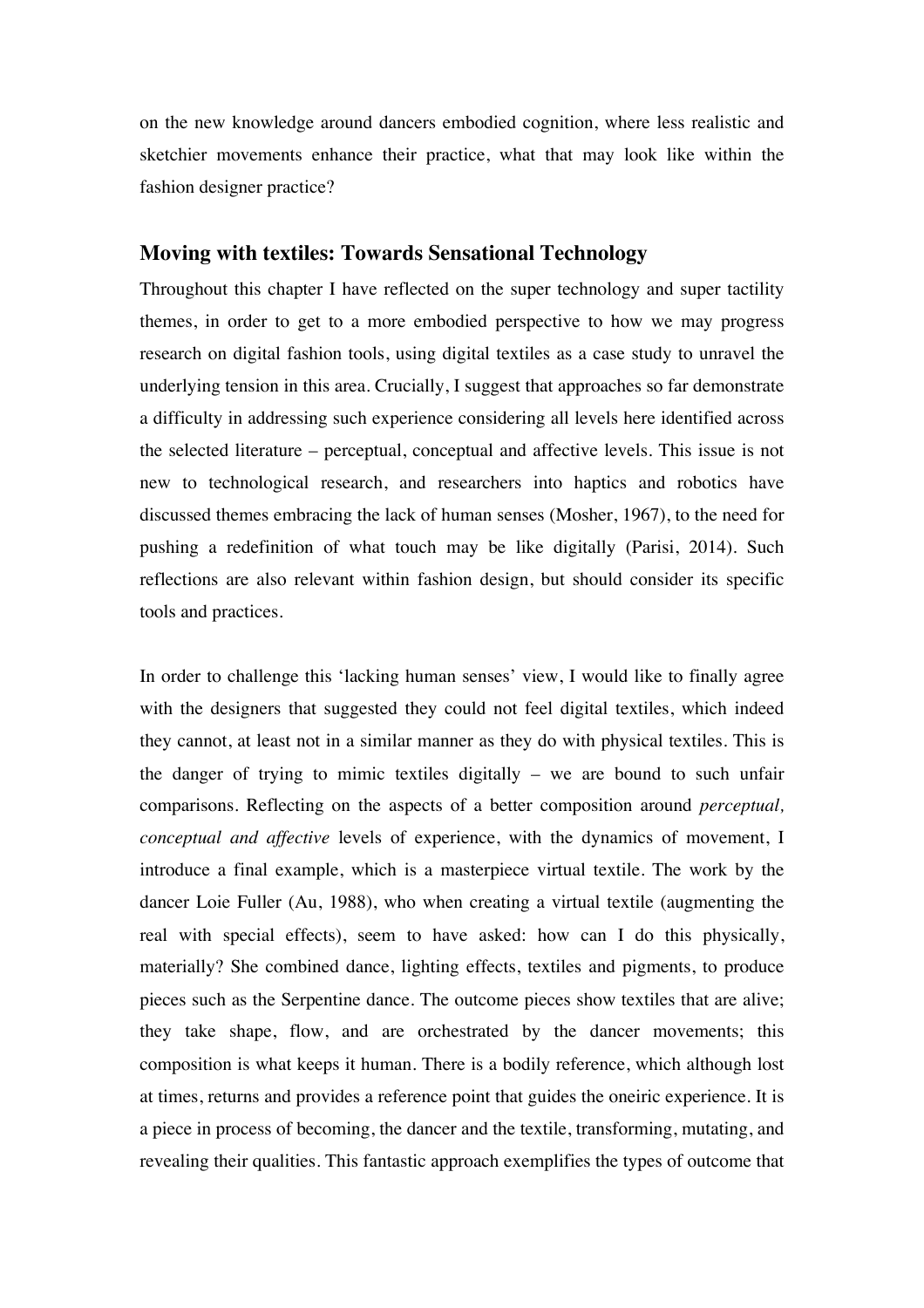on the new knowledge around dancers embodied cognition, where less realistic and sketchier movements enhance their practice, what that may look like within the fashion designer practice?

## Moving with textiles: Towards Sensational Technology

Throughout this chapter I have reflected on the super technology and super tactility themes, in order to get to a more embodied perspective to how we may progress research on digital fashion tools, using digital textiles as a case study to unravel the underlying tension in this area. Crucially, I suggest that approaches so far demonstrate a difficulty in addressing such experience considering all levels here identified across the selected literature – perceptual, conceptual and affective levels. This issue is not new to technological research, and researchers into haptics and robotics have discussed themes embracing the lack of human senses (Mosher, 1967), to the need for pushing a redefinition of what touch may be like digitally (Parisi, 2014). Such reflections are also relevant within fashion design, but should consider its specific tools and practices.

In order to challenge this 'lacking human senses' view, I would like to finally agree with the designers that suggested they could not feel digital textiles, which indeed they cannot, at least not in a similar manner as they do with physical textiles. This is the danger of trying to mimic textiles digitally – we are bound to such unfair comparisons. Reflecting on the aspects of a better composition around *perceptual, conceptual and affective* levels of experience, with the dynamics of movement, I introduce a final example, which is a masterpiece virtual textile. The work by the dancer Loie Fuller (Au, 1988), who when creating a virtual textile (augmenting the real with special effects), seem to have asked: how can I do this physically, materially? She combined dance, lighting effects, textiles and pigments, to produce pieces such as the Serpentine dance. The outcome pieces show textiles that are alive; they take shape, flow, and are orchestrated by the dancer movements; this composition is what keeps it human. There is a bodily reference, which although lost at times, returns and provides a reference point that guides the oneiric experience. It is a piece in process of becoming, the dancer and the textile, transforming, mutating, and revealing their qualities. This fantastic approach exemplifies the types of outcome that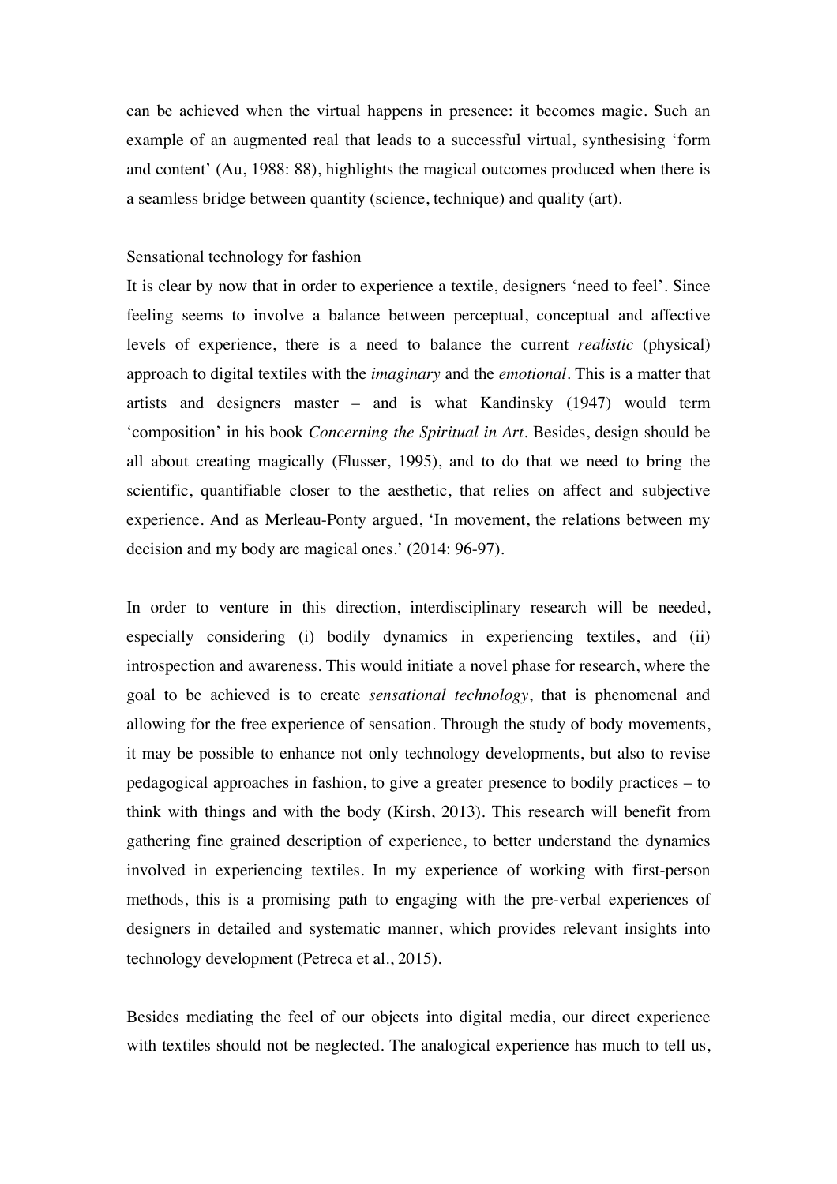can be achieved when the virtual happens in presence: it becomes magic. Such an example of an augmented real that leads to a successful virtual, synthesising 'form and content' (Au, 1988: 88), highlights the magical outcomes produced when there is a seamless bridge between quantity (science, technique) and quality (art).

## Sensational technology for fashion

It is clear by now that in order to experience a textile, designers 'need to feel'. Since feeling seems to involve a balance between perceptual, conceptual and affective levels of experience, there is a need to balance the current *realistic* (physical) approach to digital textiles with the *imaginary* and the *emotional*. This is a matter that artists and designers master – and is what Kandinsky (1947) would term 'composition' in his book *Concerning the Spiritual in Art*. Besides, design should be all about creating magically (Flusser, 1995), and to do that we need to bring the scientific, quantifiable closer to the aesthetic, that relies on affect and subjective experience. And as Merleau-Ponty argued, 'In movement, the relations between my decision and my body are magical ones.' (2014: 96-97).

In order to venture in this direction, interdisciplinary research will be needed, especially considering (i) bodily dynamics in experiencing textiles, and (ii) introspection and awareness. This would initiate a novel phase for research, where the goal to be achieved is to create *sensational technology*, that is phenomenal and allowing for the free experience of sensation. Through the study of body movements, it may be possible to enhance not only technology developments, but also to revise pedagogical approaches in fashion, to give a greater presence to bodily practices – to think with things and with the body (Kirsh, 2013). This research will benefit from gathering fine grained description of experience, to better understand the dynamics involved in experiencing textiles. In my experience of working with first-person methods, this is a promising path to engaging with the pre-verbal experiences of designers in detailed and systematic manner, which provides relevant insights into technology development (Petreca et al., 2015).

Besides mediating the feel of our objects into digital media, our direct experience with textiles should not be neglected. The analogical experience has much to tell us,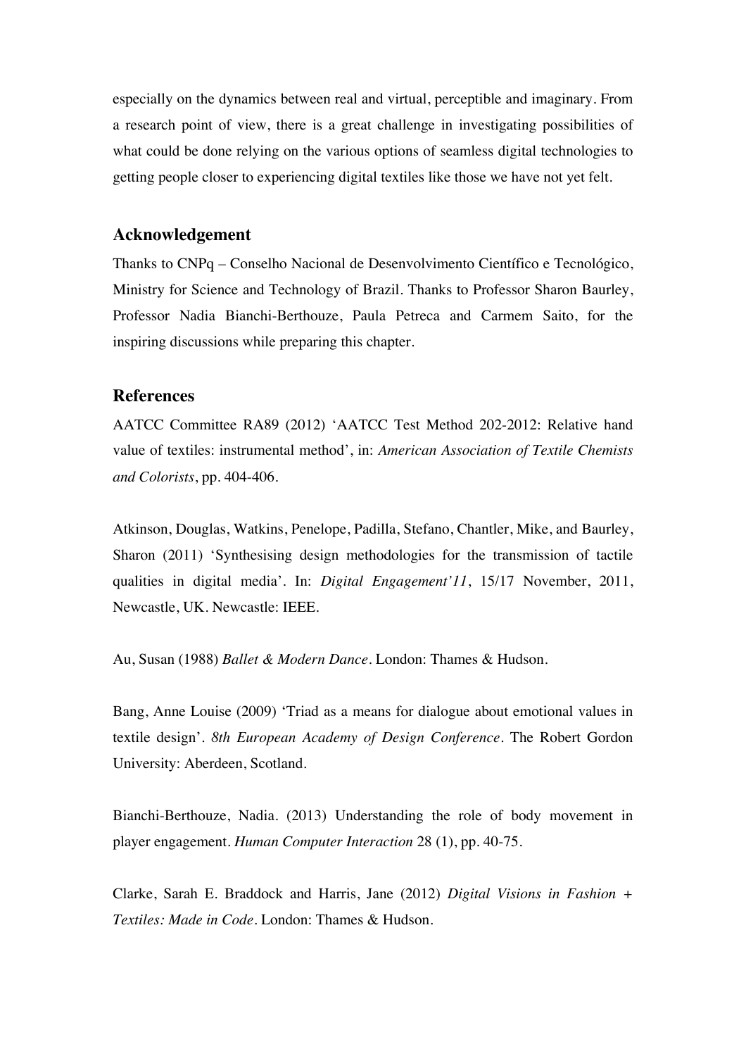especially on the dynamics between real and virtual, perceptible and imaginary. From a research point of view, there is a great challenge in investigating possibilities of what could be done relying on the various options of seamless digital technologies to getting people closer to experiencing digital textiles like those we have not yet felt.

## Acknowledgement

Thanks to CNPq – Conselho Nacional de Desenvolvimento Científico e Tecnológico, Ministry for Science and Technology of Brazil. Thanks to Professor Sharon Baurley, Professor Nadia Bianchi-Berthouze, Paula Petreca and Carmem Saito, for the inspiring discussions while preparing this chapter.

## References

AATCC Committee RA89 (2012) 'AATCC Test Method 202-2012: Relative hand value of textiles: instrumental method', in: *American Association of Textile Chemists and Colorists*, pp. 404-406.

Atkinson, Douglas, Watkins, Penelope, Padilla, Stefano, Chantler, Mike, and Baurley, Sharon (2011) 'Synthesising design methodologies for the transmission of tactile qualities in digital media'. In: *Digital Engagement'11*, 15/17 November, 2011, Newcastle, UK. Newcastle: IEEE.

Au, Susan (1988) *Ballet & Modern Dance*. London: Thames & Hudson.

Bang, Anne Louise (2009) 'Triad as a means for dialogue about emotional values in textile design'. *8th European Academy of Design Conference*. The Robert Gordon University: Aberdeen, Scotland.

Bianchi-Berthouze, Nadia. (2013) Understanding the role of body movement in player engagement. *Human Computer Interaction* 28 (1), pp. 40-75.

Clarke, Sarah E. Braddock and Harris, Jane (2012) *Digital Visions in Fashion + Textiles: Made in Code*. London: Thames & Hudson.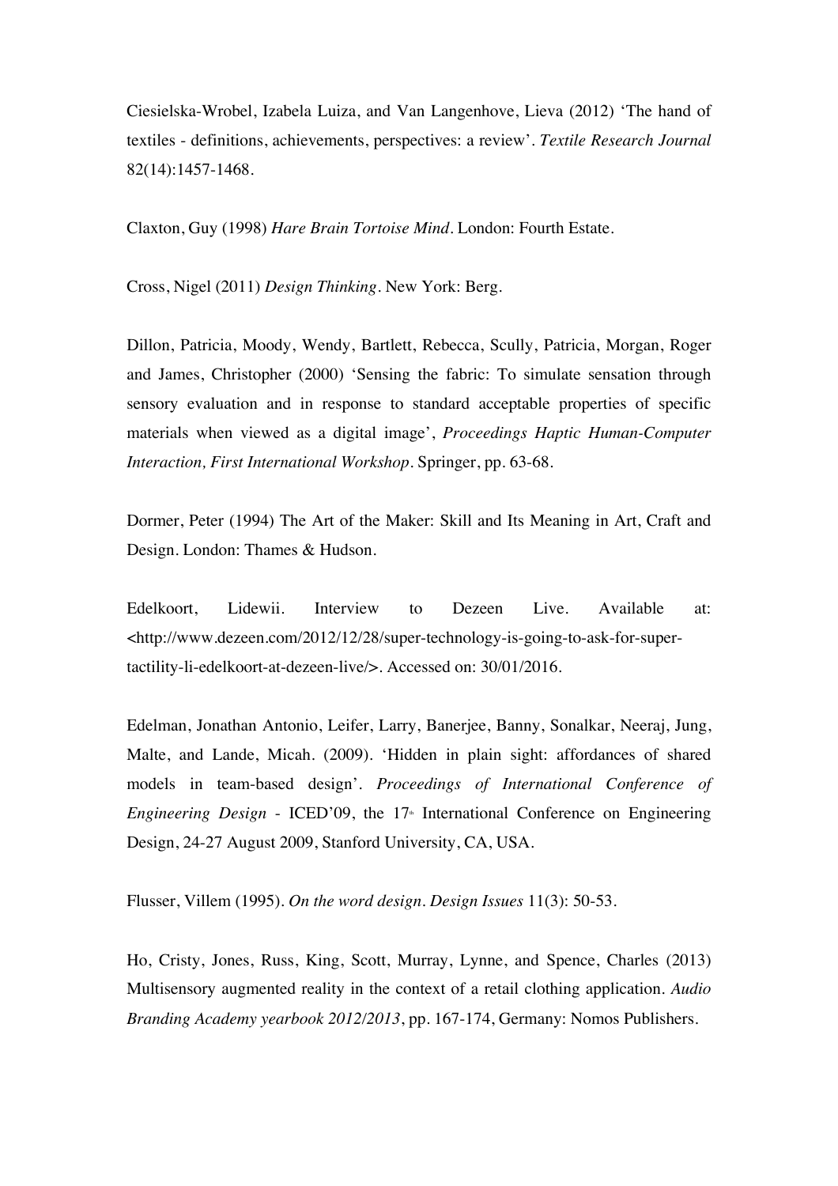Ciesielska-Wrobel, Izabela Luiza, and Van Langenhove, Lieva (2012) 'The hand of textiles - definitions, achievements, perspectives: a review'. *Textile Research Journal* 82(14):1457-1468.

Claxton, Guy (1998) *Hare Brain Tortoise Mind*. London: Fourth Estate.

Cross, Nigel (2011) *Design Thinking*. New York: Berg.

Dillon, Patricia, Moody, Wendy, Bartlett, Rebecca, Scully, Patricia, Morgan, Roger and James, Christopher (2000) 'Sensing the fabric: To simulate sensation through sensory evaluation and in response to standard acceptable properties of specific materials when viewed as a digital image', *Proceedings Haptic Human-Computer Interaction, First International Workshop*. Springer, pp. 63-68.

Dormer, Peter (1994) The Art of the Maker: Skill and Its Meaning in Art, Craft and Design. London: Thames & Hudson.

Edelkoort, Lidewii. Interview to Dezeen Live. Available at: <http://www.dezeen.com/2012/12/28/super-technology-is-going-to-ask-for-super-tactility-li-edelkoort-at-dezeen-live/>. Accessed on: 30/01/2016.

Edelman, Jonathan Antonio, Leifer, Larry, Banerjee, Banny, Sonalkar, Neeraj, Jung, Malte, and Lande, Micah. (2009). 'Hidden in plain sight: affordances of shared models in team-based design'. *Proceedings of International Conference of Engineering Design* - ICED'09, the 17th International Conference on Engineering Design, 24-27 August 2009, Stanford University, CA, USA.

Flusser, Villem (1995). *On the word design*. *Design Issues* 11(3): 50-53.

Ho, Cristy, Jones, Russ, King, Scott, Murray, Lynne, and Spence, Charles (2013) Multisensory augmented reality in the context of a retail clothing application. *Audio Branding Academy yearbook 2012/2013*, pp. 167-174, Germany: Nomos Publishers.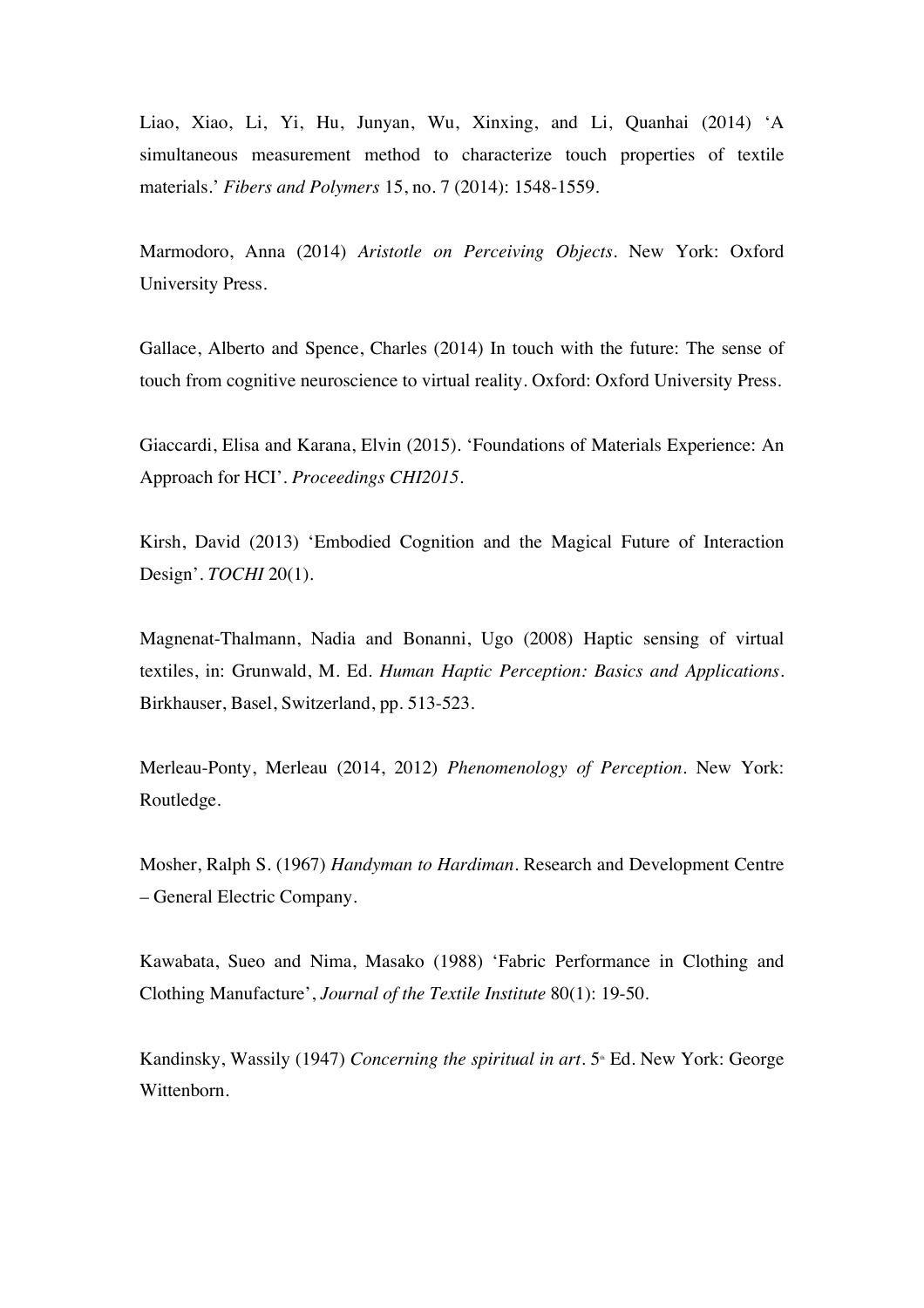Liao, Xiao, Li, Yi, Hu, Junyan, Wu, Xinxing, and Li, Quanhai (2014) 'A simultaneous measurement method to characterize touch properties of textile materials.' *Fibers and Polymers* 15, no. 7 (2014): 1548-1559.

Marmodoro, Anna (2014) *Aristotle on Perceiving Objects*. New York: Oxford University Press.

Gallace, Alberto and Spence, Charles (2014) In touch with the future: The sense of touch from cognitive neuroscience to virtual reality. Oxford: Oxford University Press.

Giaccardi, Elisa and Karana, Elvin (2015). 'Foundations of Materials Experience: An Approach for HCI'. *Proceedings CHI2015*.

Kirsh, David (2013) 'Embodied Cognition and the Magical Future of Interaction Design'. *TOCHI* 20(1).

Magnenat-Thalmann, Nadia and Bonanni, Ugo (2008) Haptic sensing of virtual textiles, in: Grunwald, M. Ed. *Human Haptic Perception: Basics and Applications*. Birkhauser, Basel, Switzerland, pp. 513-523.

Merleau-Ponty, Merleau (2014, 2012) *Phenomenology of Perception*. New York: Routledge.

Mosher, Ralph S. (1967) *Handyman to Hardiman*. Research and Development Centre – General Electric Company.

Kawabata, Sueo and Nima, Masako (1988) 'Fabric Performance in Clothing and Clothing Manufacture', *Journal of the Textile Institute* 80(1): 19-50.

Kandinsky, Wassily (1947) *Concerning the spiritual in art*. 5th Ed. New York: George Wittenborn.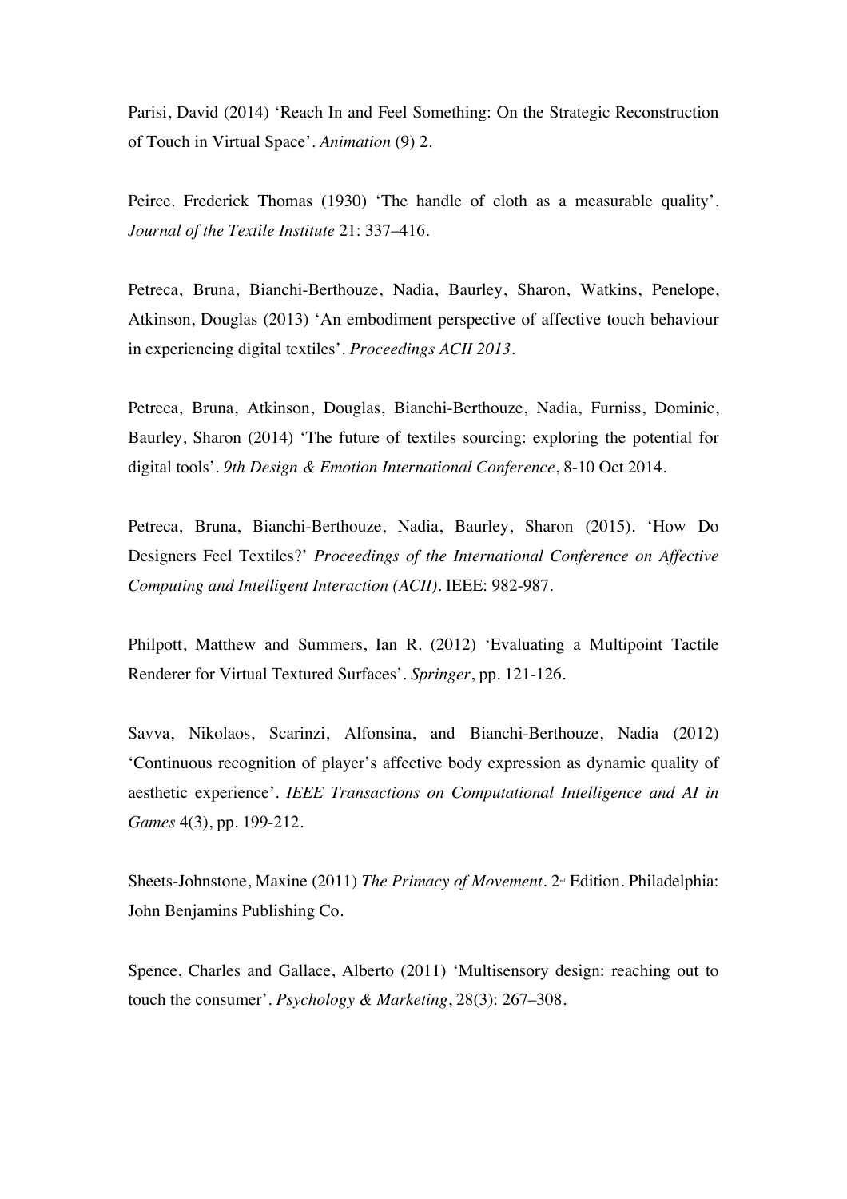Parisi, David (2014) 'Reach In and Feel Something: On the Strategic Reconstruction of Touch in Virtual Space'. *Animation* (9) 2.

Peirce. Frederick Thomas (1930) 'The handle of cloth as a measurable quality'. *Journal of the Textile Institute* 21: 337–416.

Petreca, Bruna, Bianchi-Berthouze, Nadia, Baurley, Sharon, Watkins, Penelope, Atkinson, Douglas (2013) 'An embodiment perspective of affective touch behaviour in experiencing digital textiles'. *Proceedings ACII 2013*.

Petreca, Bruna, Atkinson, Douglas, Bianchi-Berthouze, Nadia, Furniss, Dominic, Baurley, Sharon (2014) 'The future of textiles sourcing: exploring the potential for digital tools'. *9th Design & Emotion International Conference*, 8-10 Oct 2014.

Petreca, Bruna, Bianchi-Berthouze, Nadia, Baurley, Sharon (2015). 'How Do Designers Feel Textiles?' *Proceedings of the International Conference on Affective Computing and Intelligent Interaction (ACII)*. IEEE: 982-987.

Philpott, Matthew and Summers, Ian R. (2012) 'Evaluating a Multipoint Tactile Renderer for Virtual Textured Surfaces'. *Springer*, pp. 121-126.

Savva, Nikolaos, Scarinzi, Alfonsina, and Bianchi-Berthouze, Nadia (2012) 'Continuous recognition of player's affective body expression as dynamic quality of aesthetic experience'. *IEEE Transactions on Computational Intelligence and AI in Games* 4(3), pp. 199-212.

Sheets-Johnstone, Maxine (2011) *The Primacy of Movement*. 2nd Edition. Philadelphia: John Benjamins Publishing Co.

Spence, Charles and Gallace, Alberto (2011) 'Multisensory design: reaching out to touch the consumer'. *Psychology & Marketing*, 28(3): 267–308.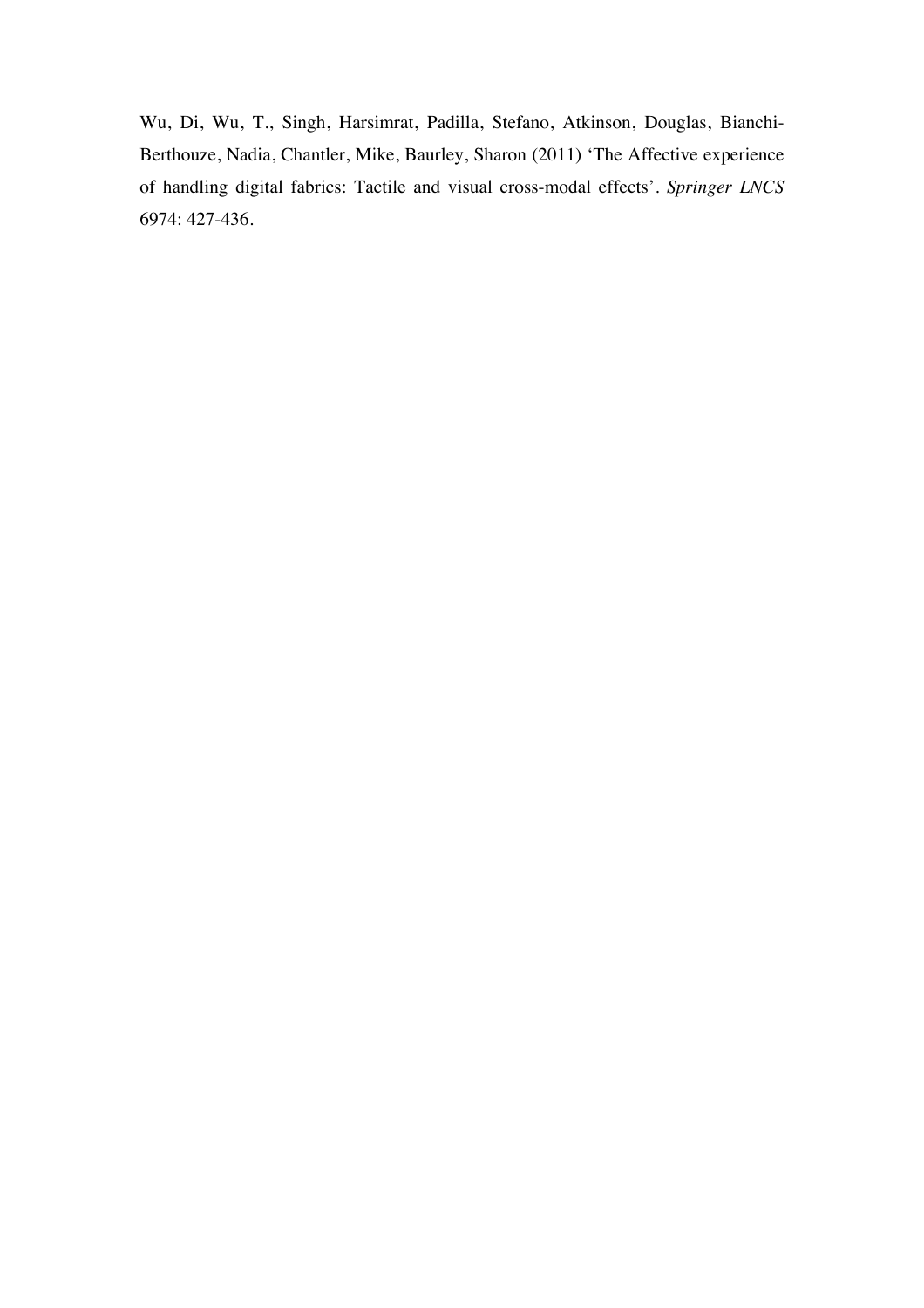Wu, Di, Wu, T., Singh, Harsimrat, Padilla, Stefano, Atkinson, Douglas, Bianchi-Berthouze, Nadia, Chantler, Mike, Baurley, Sharon (2011) 'The Affective experience of handling digital fabrics: Tactile and visual cross-modal effects'. *Springer LNCS* 6974: 427-436.